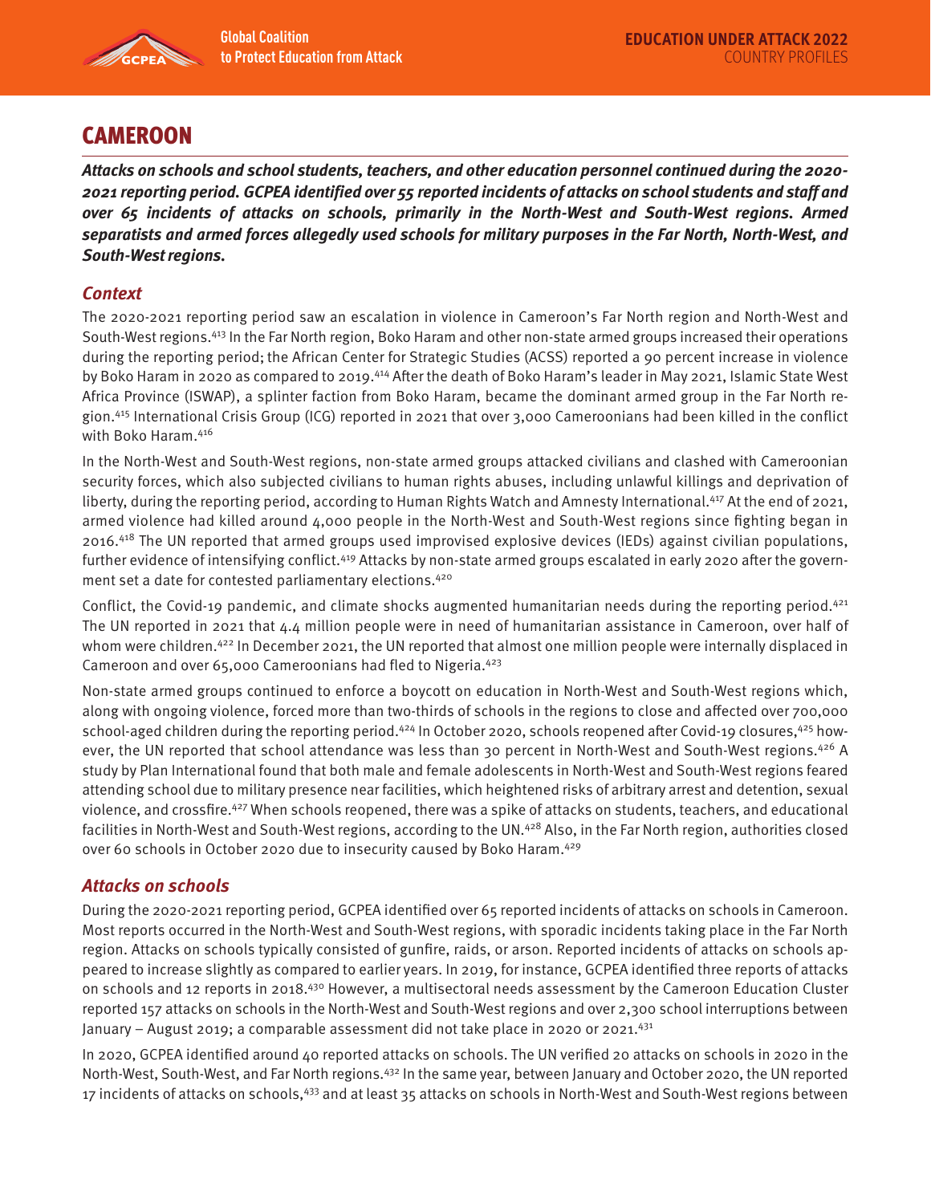# CAMEROON

***Attacks on schools and school students, teachers, and other education personnel continued during the 2020-2021 reporting period. GCPEA identified over 55 reported incidents of attacks on school students and staff and over 65 incidents of attacks on schools, primarily in the North-West and South-West regions. Armed separatists and armed forces allegedly used schools for military purposes in the Far North, North-West, and South-West regions.***

## *Context*

The 2020-2021 reporting period saw an escalation in violence in Cameroon's Far North region and North-West and South-West regions.[413] In the Far North region, Boko Haram and other non-state armed groups increased their operations during the reporting period; the African Center for Strategic Studies (ACSS) reported a 90 percent increase in violence by Boko Haram in 2020 as compared to 2019.[414] After the death of Boko Haram's leader in May 2021, Islamic State West Africa Province (ISWAP), a splinter faction from Boko Haram, became the dominant armed group in the Far North region.[415] International Crisis Group (ICG) reported in 2021 that over 3,000 Cameroonians had been killed in the conflict with Boko Haram.[416]

In the North-West and South-West regions, non-state armed groups attacked civilians and clashed with Cameroonian security forces, which also subjected civilians to human rights abuses, including unlawful killings and deprivation of liberty, during the reporting period, according to Human Rights Watch and Amnesty International.[417] At the end of 2021, armed violence had killed around 4,000 people in the North-West and South-West regions since fighting began in 2016.[418] The UN reported that armed groups used improvised explosive devices (IEDs) against civilian populations, further evidence of intensifying conflict.[419] Attacks by non-state armed groups escalated in early 2020 after the government set a date for contested parliamentary elections.[420]

Conflict, the Covid-19 pandemic, and climate shocks augmented humanitarian needs during the reporting period.[421] The UN reported in 2021 that 4.4 million people were in need of humanitarian assistance in Cameroon, over half of whom were children.[422] In December 2021, the UN reported that almost one million people were internally displaced in Cameroon and over 65,000 Cameroonians had fled to Nigeria.[423]

Non-state armed groups continued to enforce a boycott on education in North-West and South-West regions which, along with ongoing violence, forced more than two-thirds of schools in the regions to close and affected over 700,000 school-aged children during the reporting period.[424] In October 2020, schools reopened after Covid-19 closures,[425] however, the UN reported that school attendance was less than 30 percent in North-West and South-West regions.[426] A study by Plan International found that both male and female adolescents in North-West and South-West regions feared attending school due to military presence near facilities, which heightened risks of arbitrary arrest and detention, sexual violence, and crossfire.[427] When schools reopened, there was a spike of attacks on students, teachers, and educational facilities in North-West and South-West regions, according to the UN.[428] Also, in the Far North region, authorities closed over 60 schools in October 2020 due to insecurity caused by Boko Haram.[429]

## *Attacks on schools*

During the 2020-2021 reporting period, GCPEA identified over 65 reported incidents of attacks on schools in Cameroon. Most reports occurred in the North-West and South-West regions, with sporadic incidents taking place in the Far North region. Attacks on schools typically consisted of gunfire, raids, or arson. Reported incidents of attacks on schools appeared to increase slightly as compared to earlier years. In 2019, for instance, GCPEA identified three reports of attacks on schools and 12 reports in 2018.[430] However, a multisectoral needs assessment by the Cameroon Education Cluster reported 157 attacks on schools in the North-West and South-West regions and over 2,300 school interruptions between January – August 2019; a comparable assessment did not take place in 2020 or 2021.[431]

In 2020, GCPEA identified around 40 reported attacks on schools. The UN verified 20 attacks on schools in 2020 in the North-West, South-West, and Far North regions.[432] In the same year, between January and October 2020, the UN reported 17 incidents of attacks on schools,[433] and at least 35 attacks on schools in North-West and South-West regions between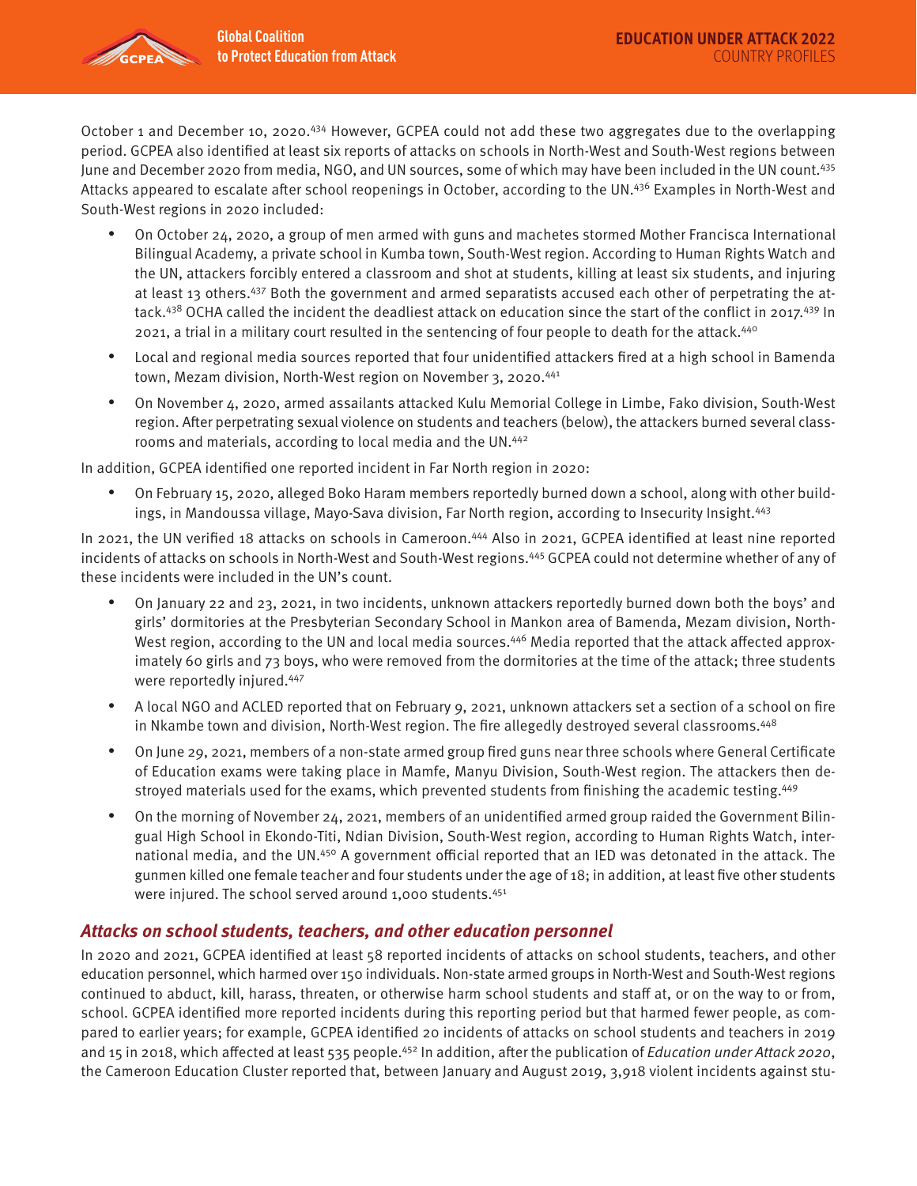October 1 and December 10, 2020.[434] However, GCPEA could not add these two aggregates due to the overlapping period. GCPEA also identified at least six reports of attacks on schools in North-West and South-West regions between June and December 2020 from media, NGO, and UN sources, some of which may have been included in the UN count.[435] Attacks appeared to escalate after school reopenings in October, according to the UN.[436] Examples in North-West and South-West regions in 2020 included:

- On October 24, 2020, a group of men armed with guns and machetes stormed Mother Francisca International Bilingual Academy, a private school in Kumba town, South-West region. According to Human Rights Watch and the UN, attackers forcibly entered a classroom and shot at students, killing at least six students, and injuring at least 13 others.[437] Both the government and armed separatists accused each other of perpetrating the attack.[438] OCHA called the incident the deadliest attack on education since the start of the conflict in 2017.[439] In 2021, a trial in a military court resulted in the sentencing of four people to death for the attack.[440]
- Local and regional media sources reported that four unidentified attackers fired at a high school in Bamenda town, Mezam division, North-West region on November 3, 2020.[441]
- On November 4, 2020, armed assailants attacked Kulu Memorial College in Limbe, Fako division, South-West region. After perpetrating sexual violence on students and teachers (below), the attackers burned several classrooms and materials, according to local media and the UN.[442]

In addition, GCPEA identified one reported incident in Far North region in 2020:

- On February 15, 2020, alleged Boko Haram members reportedly burned down a school, along with other buildings, in Mandoussa village, Mayo-Sava division, Far North region, according to Insecurity Insight.[443]

In 2021, the UN verified 18 attacks on schools in Cameroon.[444] Also in 2021, GCPEA identified at least nine reported incidents of attacks on schools in North-West and South-West regions.[445] GCPEA could not determine whether of any of these incidents were included in the UN's count.

- On January 22 and 23, 2021, in two incidents, unknown attackers reportedly burned down both the boys' and girls' dormitories at the Presbyterian Secondary School in Mankon area of Bamenda, Mezam division, North-West region, according to the UN and local media sources.[446] Media reported that the attack affected approximately 60 girls and 73 boys, who were removed from the dormitories at the time of the attack; three students were reportedly injured.[447]
- A local NGO and ACLED reported that on February 9, 2021, unknown attackers set a section of a school on fire in Nkambe town and division, North-West region. The fire allegedly destroyed several classrooms.[448]
- On June 29, 2021, members of a non-state armed group fired guns near three schools where General Certificate of Education exams were taking place in Mamfe, Manyu Division, South-West region. The attackers then destroyed materials used for the exams, which prevented students from finishing the academic testing.[449]
- On the morning of November 24, 2021, members of an unidentified armed group raided the Government Bilingual High School in Ekondo-Titi, Ndian Division, South-West region, according to Human Rights Watch, international media, and the UN.[450] A government official reported that an IED was detonated in the attack. The gunmen killed one female teacher and four students under the age of 18; in addition, at least five other students were injured. The school served around 1,000 students.[451]

### *Attacks on school students, teachers, and other education personnel*

In 2020 and 2021, GCPEA identified at least 58 reported incidents of attacks on school students, teachers, and other education personnel, which harmed over 150 individuals. Non-state armed groups in North-West and South-West regions continued to abduct, kill, harass, threaten, or otherwise harm school students and staff at, or on the way to or from, school. GCPEA identified more reported incidents during this reporting period but that harmed fewer people, as compared to earlier years; for example, GCPEA identified 20 incidents of attacks on school students and teachers in 2019 and 15 in 2018, which affected at least 535 people.[452] In addition, after the publication of *Education under Attack 2020*, the Cameroon Education Cluster reported that, between January and August 2019, 3,918 violent incidents against stu-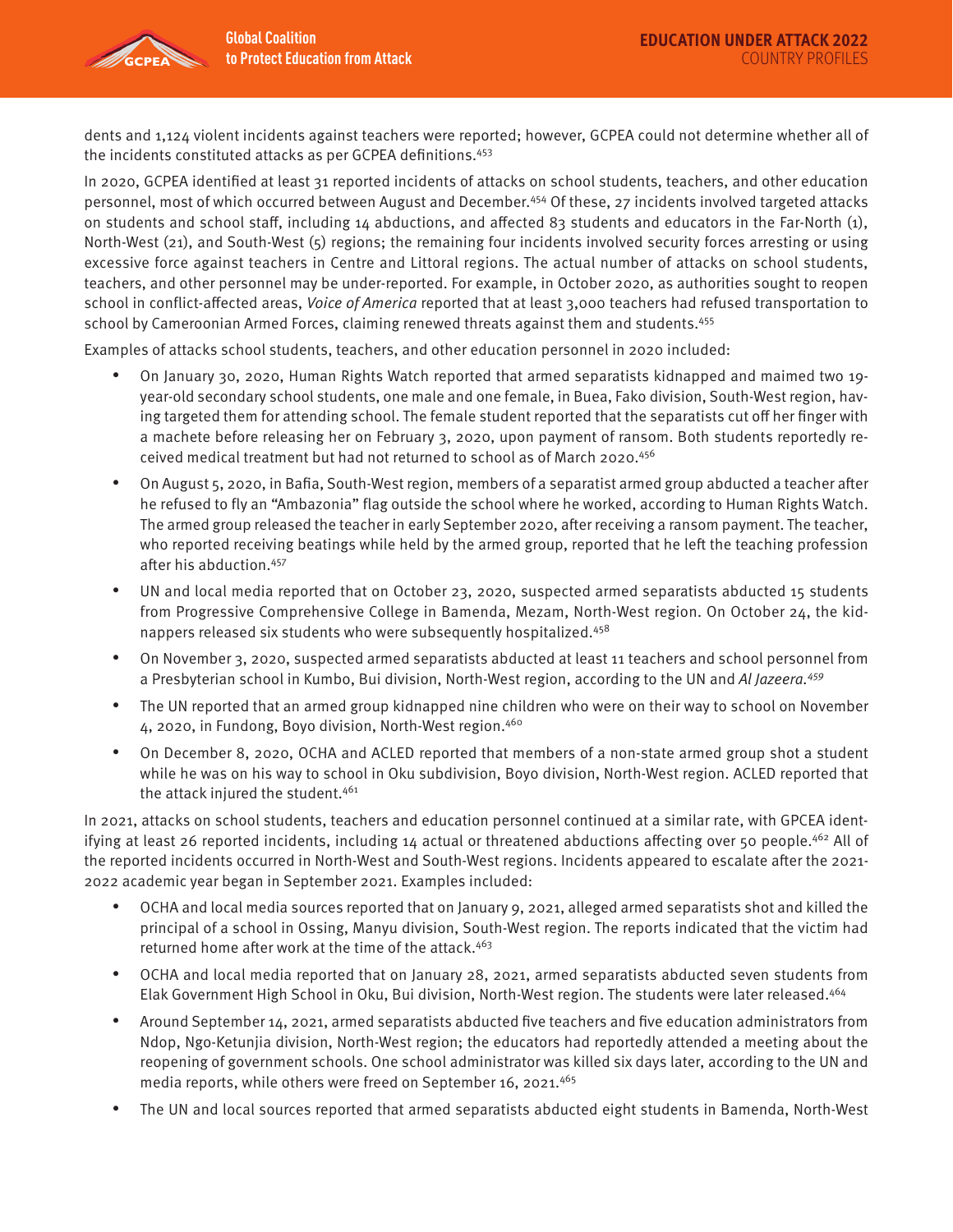dents and 1,124 violent incidents against teachers were reported; however, GCPEA could not determine whether all of the incidents constituted attacks as per GCPEA definitions.[453]

In 2020, GCPEA identified at least 31 reported incidents of attacks on school students, teachers, and other education personnel, most of which occurred between August and December.[454] Of these, 27 incidents involved targeted attacks on students and school staff, including 14 abductions, and affected 83 students and educators in the Far-North (1), North-West (21), and South-West (5) regions; the remaining four incidents involved security forces arresting or using excessive force against teachers in Centre and Littoral regions. The actual number of attacks on school students, teachers, and other personnel may be under-reported. For example, in October 2020, as authorities sought to reopen school in conflict-affected areas, *Voice of America* reported that at least 3,000 teachers had refused transportation to school by Cameroonian Armed Forces, claiming renewed threats against them and students.[455]

Examples of attacks school students, teachers, and other education personnel in 2020 included:

- On January 30, 2020, Human Rights Watch reported that armed separatists kidnapped and maimed two 19-year-old secondary school students, one male and one female, in Buea, Fako division, South-West region, having targeted them for attending school. The female student reported that the separatists cut off her finger with a machete before releasing her on February 3, 2020, upon payment of ransom. Both students reportedly received medical treatment but had not returned to school as of March 2020.[456]
- On August 5, 2020, in Bafia, South-West region, members of a separatist armed group abducted a teacher after he refused to fly an "Ambazonia" flag outside the school where he worked, according to Human Rights Watch. The armed group released the teacher in early September 2020, after receiving a ransom payment. The teacher, who reported receiving beatings while held by the armed group, reported that he left the teaching profession after his abduction.[457]
- UN and local media reported that on October 23, 2020, suspected armed separatists abducted 15 students from Progressive Comprehensive College in Bamenda, Mezam, North-West region. On October 24, the kidnappers released six students who were subsequently hospitalized.[458]
- On November 3, 2020, suspected armed separatists abducted at least 11 teachers and school personnel from a Presbyterian school in Kumbo, Bui division, North-West region, according to the UN and *Al Jazeera*.[459]
- The UN reported that an armed group kidnapped nine children who were on their way to school on November 4, 2020, in Fundong, Boyo division, North-West region.[460]
- On December 8, 2020, OCHA and ACLED reported that members of a non-state armed group shot a student while he was on his way to school in Oku subdivision, Boyo division, North-West region. ACLED reported that the attack injured the student.[461]

In 2021, attacks on school students, teachers and education personnel continued at a similar rate, with GPCEA identifying at least 26 reported incidents, including 14 actual or threatened abductions affecting over 50 people.[462] All of the reported incidents occurred in North-West and South-West regions. Incidents appeared to escalate after the 2021-2022 academic year began in September 2021. Examples included:

- OCHA and local media sources reported that on January 9, 2021, alleged armed separatists shot and killed the principal of a school in Ossing, Manyu division, South-West region. The reports indicated that the victim had returned home after work at the time of the attack.[463]
- OCHA and local media reported that on January 28, 2021, armed separatists abducted seven students from Elak Government High School in Oku, Bui division, North-West region. The students were later released.[464]
- Around September 14, 2021, armed separatists abducted five teachers and five education administrators from Ndop, Ngo-Ketunjia division, North-West region; the educators had reportedly attended a meeting about the reopening of government schools. One school administrator was killed six days later, according to the UN and media reports, while others were freed on September 16, 2021.[465]
- The UN and local sources reported that armed separatists abducted eight students in Bamenda, North-West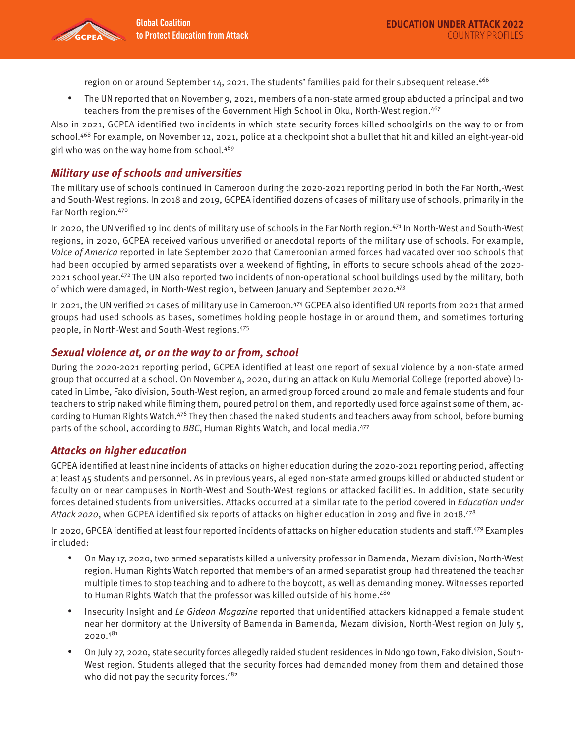region on or around September 14, 2021. The students' families paid for their subsequent release.[466]

- The UN reported that on November 9, 2021, members of a non-state armed group abducted a principal and two teachers from the premises of the Government High School in Oku, North-West region.[467]

Also in 2021, GCPEA identified two incidents in which state security forces killed schoolgirls on the way to or from school.[468] For example, on November 12, 2021, police at a checkpoint shot a bullet that hit and killed an eight-year-old girl who was on the way home from school.[469]

## *Military use of schools and universities*

The military use of schools continued in Cameroon during the 2020-2021 reporting period in both the Far North,-West and South-West regions. In 2018 and 2019, GCPEA identified dozens of cases of military use of schools, primarily in the Far North region.[470]

In 2020, the UN verified 19 incidents of military use of schools in the Far North region.[471] In North-West and South-West regions, in 2020, GCPEA received various unverified or anecdotal reports of the military use of schools. For example, *Voice of America* reported in late September 2020 that Cameroonian armed forces had vacated over 100 schools that had been occupied by armed separatists over a weekend of fighting, in efforts to secure schools ahead of the 2020-2021 school year.[472] The UN also reported two incidents of non-operational school buildings used by the military, both of which were damaged, in North-West region, between January and September 2020.[473]

In 2021, the UN verified 21 cases of military use in Cameroon.[474] GCPEA also identified UN reports from 2021 that armed groups had used schools as bases, sometimes holding people hostage in or around them, and sometimes torturing people, in North-West and South-West regions.[475]

## *Sexual violence at, or on the way to or from, school*

During the 2020-2021 reporting period, GCPEA identified at least one report of sexual violence by a non-state armed group that occurred at a school. On November 4, 2020, during an attack on Kulu Memorial College (reported above) located in Limbe, Fako division, South-West region, an armed group forced around 20 male and female students and four teachers to strip naked while filming them, poured petrol on them, and reportedly used force against some of them, according to Human Rights Watch.[476] They then chased the naked students and teachers away from school, before burning parts of the school, according to *BBC*, Human Rights Watch, and local media.[477]

## *Attacks on higher education*

GCPEA identified at least nine incidents of attacks on higher education during the 2020-2021 reporting period, affecting at least 45 students and personnel. As in previous years, alleged non-state armed groups killed or abducted student or faculty on or near campuses in North-West and South-West regions or attacked facilities. In addition, state security forces detained students from universities. Attacks occurred at a similar rate to the period covered in *Education under Attack 2020*, when GCPEA identified six reports of attacks on higher education in 2019 and five in 2018.[478]

In 2020, GPCEA identified at least four reported incidents of attacks on higher education students and staff.[479] Examples included:

- On May 17, 2020, two armed separatists killed a university professor in Bamenda, Mezam division, North-West region. Human Rights Watch reported that members of an armed separatist group had threatened the teacher multiple times to stop teaching and to adhere to the boycott, as well as demanding money. Witnesses reported to Human Rights Watch that the professor was killed outside of his home.[480]
- Insecurity Insight and *Le Gideon Magazine* reported that unidentified attackers kidnapped a female student near her dormitory at the University of Bamenda in Bamenda, Mezam division, North-West region on July 5, 2020.[481]
- On July 27, 2020, state security forces allegedly raided student residences in Ndongo town, Fako division, South-West region. Students alleged that the security forces had demanded money from them and detained those who did not pay the security forces.[482]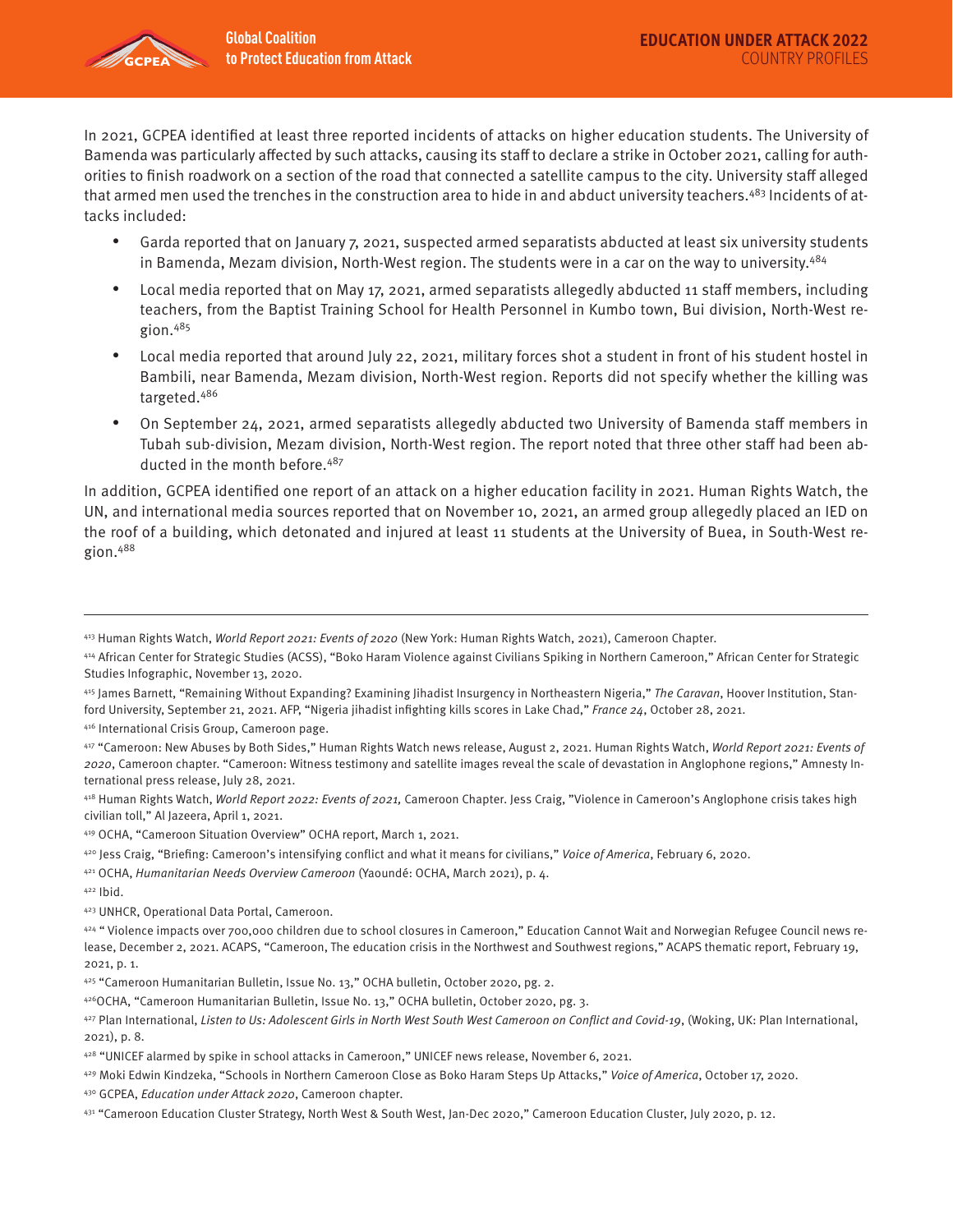In 2021, GCPEA identified at least three reported incidents of attacks on higher education students. The University of Bamenda was particularly affected by such attacks, causing its staff to declare a strike in October 2021, calling for authorities to finish roadwork on a section of the road that connected a satellite campus to the city. University staff alleged that armed men used the trenches in the construction area to hide in and abduct university teachers.[483] Incidents of attacks included:

- Garda reported that on January 7, 2021, suspected armed separatists abducted at least six university students in Bamenda, Mezam division, North-West region. The students were in a car on the way to university.[484]
- Local media reported that on May 17, 2021, armed separatists allegedly abducted 11 staff members, including teachers, from the Baptist Training School for Health Personnel in Kumbo town, Bui division, North-West region.[485]
- Local media reported that around July 22, 2021, military forces shot a student in front of his student hostel in Bambili, near Bamenda, Mezam division, North-West region. Reports did not specify whether the killing was targeted.[486]
- On September 24, 2021, armed separatists allegedly abducted two University of Bamenda staff members in Tubah sub-division, Mezam division, North-West region. The report noted that three other staff had been abducted in the month before.[487]

In addition, GCPEA identified one report of an attack on a higher education facility in 2021. Human Rights Watch, the UN, and international media sources reported that on November 10, 2021, an armed group allegedly placed an IED on the roof of a building, which detonated and injured at least 11 students at the University of Buea, in South-West region.[488]

---

[413] Human Rights Watch, *World Report 2021: Events of 2020* (New York: Human Rights Watch, 2021), Cameroon Chapter.

[414] African Center for Strategic Studies (ACSS), "Boko Haram Violence against Civilians Spiking in Northern Cameroon," African Center for Strategic Studies Infographic, November 13, 2020.

[415] James Barnett, "Remaining Without Expanding? Examining Jihadist Insurgency in Northeastern Nigeria," *The Caravan*, Hoover Institution, Stanford University, September 21, 2021. AFP, "Nigeria jihadist infighting kills scores in Lake Chad," *France 24*, October 28, 2021.

[416] International Crisis Group, Cameroon page.

[417] "Cameroon: New Abuses by Both Sides," Human Rights Watch news release, August 2, 2021. Human Rights Watch, *World Report 2021: Events of 2020*, Cameroon chapter. "Cameroon: Witness testimony and satellite images reveal the scale of devastation in Anglophone regions," Amnesty International press release, July 28, 2021.

[418] Human Rights Watch, *World Report 2022: Events of 2021,* Cameroon Chapter. Jess Craig, "Violence in Cameroon's Anglophone crisis takes high civilian toll," Al Jazeera, April 1, 2021.

[419] OCHA, "Cameroon Situation Overview" OCHA report, March 1, 2021.

[420] Jess Craig, "Briefing: Cameroon's intensifying conflict and what it means for civilians," *Voice of America*, February 6, 2020.

[421] OCHA, *Humanitarian Needs Overview Cameroon* (Yaoundé: OCHA, March 2021), p. 4.

[422] Ibid.

[423] UNHCR, Operational Data Portal, Cameroon.

[424] " Violence impacts over 700,000 children due to school closures in Cameroon," Education Cannot Wait and Norwegian Refugee Council news release, December 2, 2021. ACAPS, "Cameroon, The education crisis in the Northwest and Southwest regions," ACAPS thematic report, February 19, 2021, p. 1.

[425] "Cameroon Humanitarian Bulletin, Issue No. 13," OCHA bulletin, October 2020, pg. 2.

[426] OCHA, "Cameroon Humanitarian Bulletin, Issue No. 13," OCHA bulletin, October 2020, pg. 3.

[427] Plan International, *Listen to Us: Adolescent Girls in North West South West Cameroon on Conflict and Covid-19*, (Woking, UK: Plan International, 2021), p. 8.

[428] "UNICEF alarmed by spike in school attacks in Cameroon," UNICEF news release, November 6, 2021.

[429] Moki Edwin Kindzeka, "Schools in Northern Cameroon Close as Boko Haram Steps Up Attacks," *Voice of America*, October 17, 2020.

[430] GCPEA, *Education under Attack 2020*, Cameroon chapter.

[431] "Cameroon Education Cluster Strategy, North West & South West, Jan-Dec 2020," Cameroon Education Cluster, July 2020, p. 12.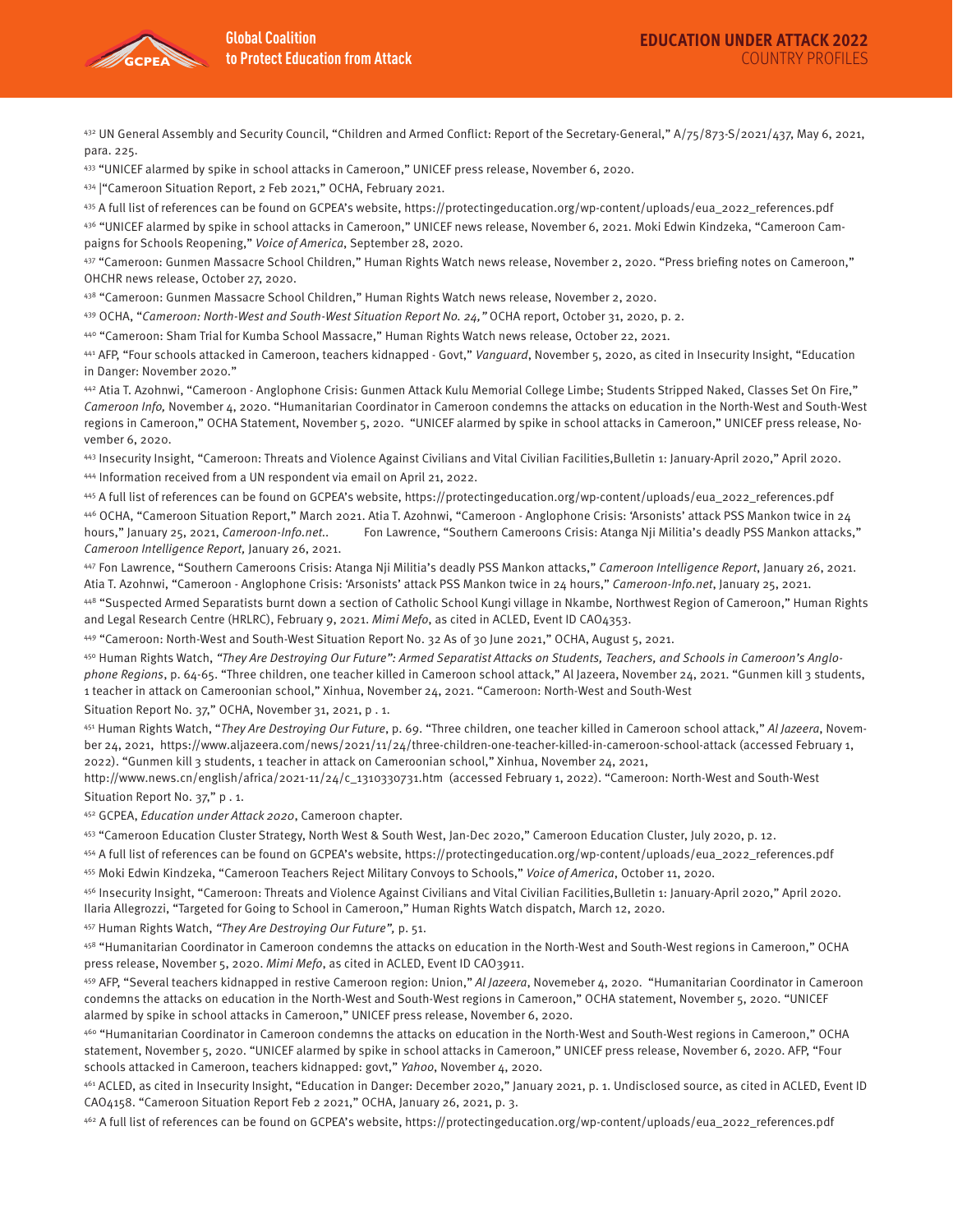[432] UN General Assembly and Security Council, "Children and Armed Conflict: Report of the Secretary-General," A/75/873-S/2021/437, May 6, 2021, para. 225.

[433] "UNICEF alarmed by spike in school attacks in Cameroon," UNICEF press release, November 6, 2020.

[434] |"Cameroon Situation Report, 2 Feb 2021," OCHA, February 2021.

[435] A full list of references can be found on GCPEA's website, https://protectingeducation.org/wp-content/uploads/eua_2022_references.pdf

[436] "UNICEF alarmed by spike in school attacks in Cameroon," UNICEF news release, November 6, 2021. Moki Edwin Kindzeka, "Cameroon Campaigns for Schools Reopening," *Voice of America*, September 28, 2020.

[437] "Cameroon: Gunmen Massacre School Children," Human Rights Watch news release, November 2, 2020. "Press briefing notes on Cameroon," OHCHR news release, October 27, 2020.

[438] "Cameroon: Gunmen Massacre School Children," Human Rights Watch news release, November 2, 2020.

[439] OCHA, "*Cameroon: North-West and South-West Situation Report No. 24,"* OCHA report, October 31, 2020, p. 2.

[440] "Cameroon: Sham Trial for Kumba School Massacre," Human Rights Watch news release, October 22, 2021.

[441] AFP, "Four schools attacked in Cameroon, teachers kidnapped - Govt," *Vanguard*, November 5, 2020, as cited in Insecurity Insight, "Education in Danger: November 2020."

[442] Atia T. Azohnwi, "Cameroon - Anglophone Crisis: Gunmen Attack Kulu Memorial College Limbe; Students Stripped Naked, Classes Set On Fire," *Cameroon Info,* November 4, 2020. "Humanitarian Coordinator in Cameroon condemns the attacks on education in the North-West and South-West regions in Cameroon," OCHA Statement, November 5, 2020. "UNICEF alarmed by spike in school attacks in Cameroon," UNICEF press release, November 6, 2020.

[443] Insecurity Insight, "Cameroon: Threats and Violence Against Civilians and Vital Civilian Facilities,Bulletin 1: January-April 2020," April 2020.

[444] Information received from a UN respondent via email on April 21, 2022.

[445] A full list of references can be found on GCPEA's website, https://protectingeducation.org/wp-content/uploads/eua_2022_references.pdf

[446] OCHA, "Cameroon Situation Report," March 2021. Atia T. Azohnwi, "Cameroon - Anglophone Crisis: 'Arsonists' attack PSS Mankon twice in 24 hours," January 25, 2021, *Cameroon-Info.net*.. Fon Lawrence, "Southern Cameroons Crisis: Atanga Nji Militia's deadly PSS Mankon attacks," *Cameroon Intelligence Report,* January 26, 2021.

[447] Fon Lawrence, "Southern Cameroons Crisis: Atanga Nji Militia's deadly PSS Mankon attacks," *Cameroon Intelligence Report*, January 26, 2021. Atia T. Azohnwi, "Cameroon - Anglophone Crisis: 'Arsonists' attack PSS Mankon twice in 24 hours," *Cameroon-Info.net*, January 25, 2021.

[448] "Suspected Armed Separatists burnt down a section of Catholic School Kungi village in Nkambe, Northwest Region of Cameroon," Human Rights and Legal Research Centre (HRLRC), February 9, 2021. *Mimi Mefo*, as cited in ACLED, Event ID CAO4353.

[449] "Cameroon: North-West and South-West Situation Report No. 32 As of 30 June 2021," OCHA, August 5, 2021.

[450] Human Rights Watch, *"They Are Destroying Our Future": Armed Separatist Attacks on Students, Teachers, and Schools in Cameroon's Anglophone Regions*, p. 64-65. "Three children, one teacher killed in Cameroon school attack," Al Jazeera, November 24, 2021. "Gunmen kill 3 students, 1 teacher in attack on Cameroonian school," Xinhua, November 24, 2021. "Cameroon: North-West and South-West Situation Report No. 37," OCHA, November 31, 2021, p . 1.

[451] Human Rights Watch, "*They Are Destroying Our Future*, p. 69. "Three children, one teacher killed in Cameroon school attack," *Al Jazeera*, November 24, 2021, https://www.aljazeera.com/news/2021/11/24/three-children-one-teacher-killed-in-cameroon-school-attack (accessed February 1, 2022). "Gunmen kill 3 students, 1 teacher in attack on Cameroonian school," Xinhua, November 24, 2021, http://www.news.cn/english/africa/2021-11/24/c_1310330731.htm (accessed February 1, 2022). "Cameroon: North-West and South-West Situation Report No. 37," p . 1.

[452] GCPEA, *Education under Attack 2020*, Cameroon chapter.

[453] "Cameroon Education Cluster Strategy, North West & South West, Jan-Dec 2020," Cameroon Education Cluster, July 2020, p. 12.

[454] A full list of references can be found on GCPEA's website, https://protectingeducation.org/wp-content/uploads/eua_2022_references.pdf

[455] Moki Edwin Kindzeka, "Cameroon Teachers Reject Military Convoys to Schools," *Voice of America*, October 11, 2020.

[456] Insecurity Insight, "Cameroon: Threats and Violence Against Civilians and Vital Civilian Facilities,Bulletin 1: January-April 2020," April 2020. Ilaria Allegrozzi, "Targeted for Going to School in Cameroon," Human Rights Watch dispatch, March 12, 2020.

[457] Human Rights Watch, *"They Are Destroying Our Future",* p. 51.

[458] "Humanitarian Coordinator in Cameroon condemns the attacks on education in the North-West and South-West regions in Cameroon," OCHA press release, November 5, 2020. *Mimi Mefo*, as cited in ACLED, Event ID CAO3911.

[459] AFP, "Several teachers kidnapped in restive Cameroon region: Union," *Al Jazeera*, Novemeber 4, 2020. "Humanitarian Coordinator in Cameroon condemns the attacks on education in the North-West and South-West regions in Cameroon," OCHA statement, November 5, 2020. "UNICEF alarmed by spike in school attacks in Cameroon," UNICEF press release, November 6, 2020.

[460] "Humanitarian Coordinator in Cameroon condemns the attacks on education in the North-West and South-West regions in Cameroon," OCHA statement, November 5, 2020. "UNICEF alarmed by spike in school attacks in Cameroon," UNICEF press release, November 6, 2020. AFP, "Four schools attacked in Cameroon, teachers kidnapped: govt," *Yahoo*, November 4, 2020.

[461] ACLED, as cited in Insecurity Insight, "Education in Danger: December 2020," January 2021, p. 1. Undisclosed source, as cited in ACLED, Event ID CAO4158. "Cameroon Situation Report Feb 2 2021," OCHA, January 26, 2021, p. 3.

[462] A full list of references can be found on GCPEA's website, https://protectingeducation.org/wp-content/uploads/eua_2022_references.pdf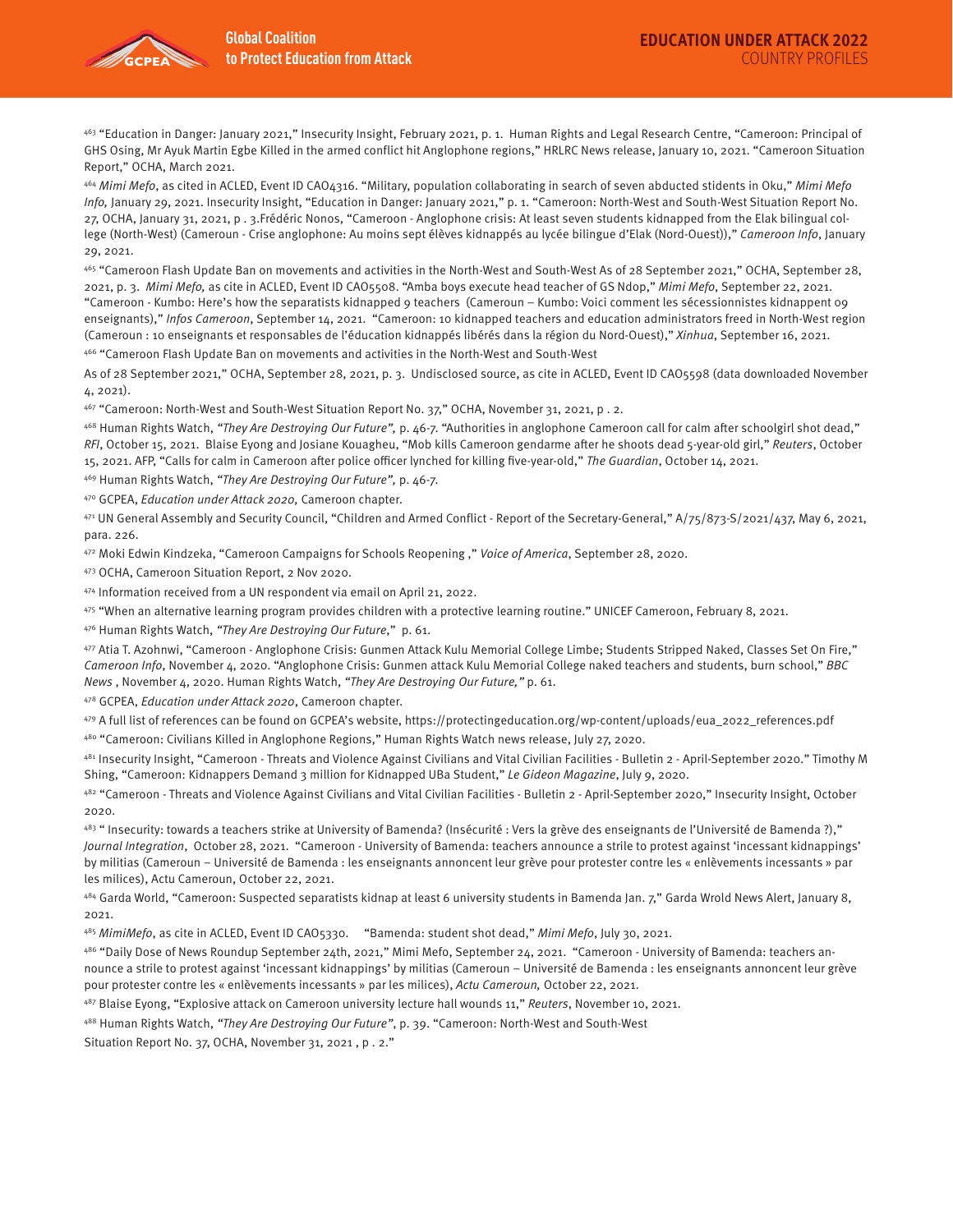[463] "Education in Danger: January 2021," Insecurity Insight, February 2021, p. 1. Human Rights and Legal Research Centre, "Cameroon: Principal of GHS Osing, Mr Ayuk Martin Egbe Killed in the armed conflict hit Anglophone regions," HRLRC News release, January 10, 2021. "Cameroon Situation Report," OCHA, March 2021.

[464] *Mimi Mefo*, as cited in ACLED, Event ID CAO4316. "Military, population collaborating in search of seven abducted students in Oku," *Mimi Mefo Info,* January 29, 2021. Insecurity Insight, "Education in Danger: January 2021," p. 1. "Cameroon: North-West and South-West Situation Report No. 27, OCHA, January 31, 2021, p . 3.Frédéric Nonos, "Cameroon - Anglophone crisis: At least seven students kidnapped from the Elak bilingual college (North-West) (Cameroun - Crise anglophone: Au moins sept élèves kidnappés au lycée bilingue d'Elak (Nord-Ouest))," *Cameroon Info*, January 29, 2021.

[465] "Cameroon Flash Update Ban on movements and activities in the North-West and South-West As of 28 September 2021," OCHA, September 28, 2021, p. 3. *Mimi Mefo,* as cite in ACLED, Event ID CAO5508. "Amba boys execute head teacher of GS Ndop," *Mimi Mefo*, September 22, 2021. "Cameroon - Kumbo: Here's how the separatists kidnapped 9 teachers (Cameroun – Kumbo: Voici comment les sécessionnistes kidnappent 09 enseignants)," *Infos Cameroun*, September 14, 2021. "Cameroon: 10 kidnapped teachers and education administrators freed in North-West region (Cameroun : 10 enseignants et responsables de l'éducation kidnappés libérés dans la région du Nord-Ouest)," *Xinhua*, September 16, 2021.

[466] "Cameroon Flash Update Ban on movements and activities in the North-West and South-West As of 28 September 2021," OCHA, September 28, 2021, p. 3. Undisclosed source, as cite in ACLED, Event ID CAO5598 (data downloaded November 4, 2021).

[467] "Cameroon: North-West and South-West Situation Report No. 37," OCHA, November 31, 2021, p . 2.

[468] Human Rights Watch, *"They Are Destroying Our Future",* p. 46-7. "Authorities in anglophone Cameroon call for calm after schoolgirl shot dead," *RFI*, October 15, 2021. Blaise Eyong and Josiane Kouagheu, "Mob kills Cameroon gendarme after he shoots dead 5-year-old girl," *Reuters*, October 15, 2021. AFP, "Calls for calm in Cameroon after police officer lynched for killing five-year-old," *The Guardian*, October 14, 2021.

[469] Human Rights Watch, *"They Are Destroying Our Future",* p. 46-7.

[470] GCPEA, *Education under Attack 2020,* Cameroon chapter.

[471] UN General Assembly and Security Council, "Children and Armed Conflict - Report of the Secretary-General," A/75/873-S/2021/437, May 6, 2021, para. 226.

[472] Moki Edwin Kindzeka, "Cameroon Campaigns for Schools Reopening ," *Voice of America*, September 28, 2020.

[473] OCHA, Cameroon Situation Report, 2 Nov 2020.

[474] Information received from a UN respondent via email on April 21, 2022.

[475] "When an alternative learning program provides children with a protective learning routine." UNICEF Cameroon, February 8, 2021.

[476] Human Rights Watch, *"They Are Destroying Our Future*," p. 61.

[477] Atia T. Azohnwi, "Cameroon - Anglophone Crisis: Gunmen Attack Kulu Memorial College Limbe; Students Stripped Naked, Classes Set On Fire," *Cameroon Info*, November 4, 2020. "Anglophone Crisis: Gunmen attack Kulu Memorial College naked teachers and students, burn school," *BBC News* , November 4, 2020. Human Rights Watch, *"They Are Destroying Our Future,"* p. 61.

[478] GCPEA, *Education under Attack 2020*, Cameroon chapter.

[479] A full list of references can be found on GCPEA's website, https://protectingeducation.org/wp-content/uploads/eua_2022_references.pdf

[480] "Cameroon: Civilians Killed in Anglophone Regions," Human Rights Watch news release, July 27, 2020.

[481] Insecurity Insight, "Cameroon - Threats and Violence Against Civilians and Vital Civilian Facilities - Bulletin 2 - April-September 2020." Timothy M Shing, "Cameroon: Kidnappers Demand 3 million for Kidnapped UBa Student," *Le Gideon Magazine*, July 9, 2020.

[482] "Cameroon - Threats and Violence Against Civilians and Vital Civilian Facilities - Bulletin 2 - April-September 2020," Insecurity Insight, October 2020.

[483] " Insecurity: towards a teachers strike at University of Bamenda? (Insécurité : Vers la grève des enseignants de l'Université de Bamenda ?)," *Journal Integration*, October 28, 2021. "Cameroon - University of Bamenda: teachers announce a strile to protest against 'incessant kidnappings' by militias (Cameroun – Université de Bamenda : les enseignants annoncent leur grève pour protester contre les « enlèvements incessants » par les milices), Actu Cameroun, October 22, 2021.

[484] Garda World, "Cameroon: Suspected separatists kidnap at least 6 university students in Bamenda Jan. 7," Garda Wrold News Alert, January 8, 2021.

[485] *MimiMefo*, as cite in ACLED, Event ID CAO5330. "Bamenda: student shot dead," *Mimi Mefo*, July 30, 2021.

[486] "Daily Dose of News Roundup September 24th, 2021," Mimi Mefo, September 24, 2021. "Cameroon - University of Bamenda: teachers announce a strile to protest against 'incessant kidnappings' by militias (Cameroun – Université de Bamenda : les enseignants annoncent leur grève pour protester contre les « enlèvements incessants » par les milices), *Actu Cameroun,* October 22, 2021.

[487] Blaise Eyong, "Explosive attack on Cameroon university lecture hall wounds 11," *Reuters*, November 10, 2021.

[488] Human Rights Watch, *"They Are Destroying Our Future"*, p. 39. "Cameroon: North-West and South-West Situation Report No. 37, OCHA, November 31, 2021 , p . 2."